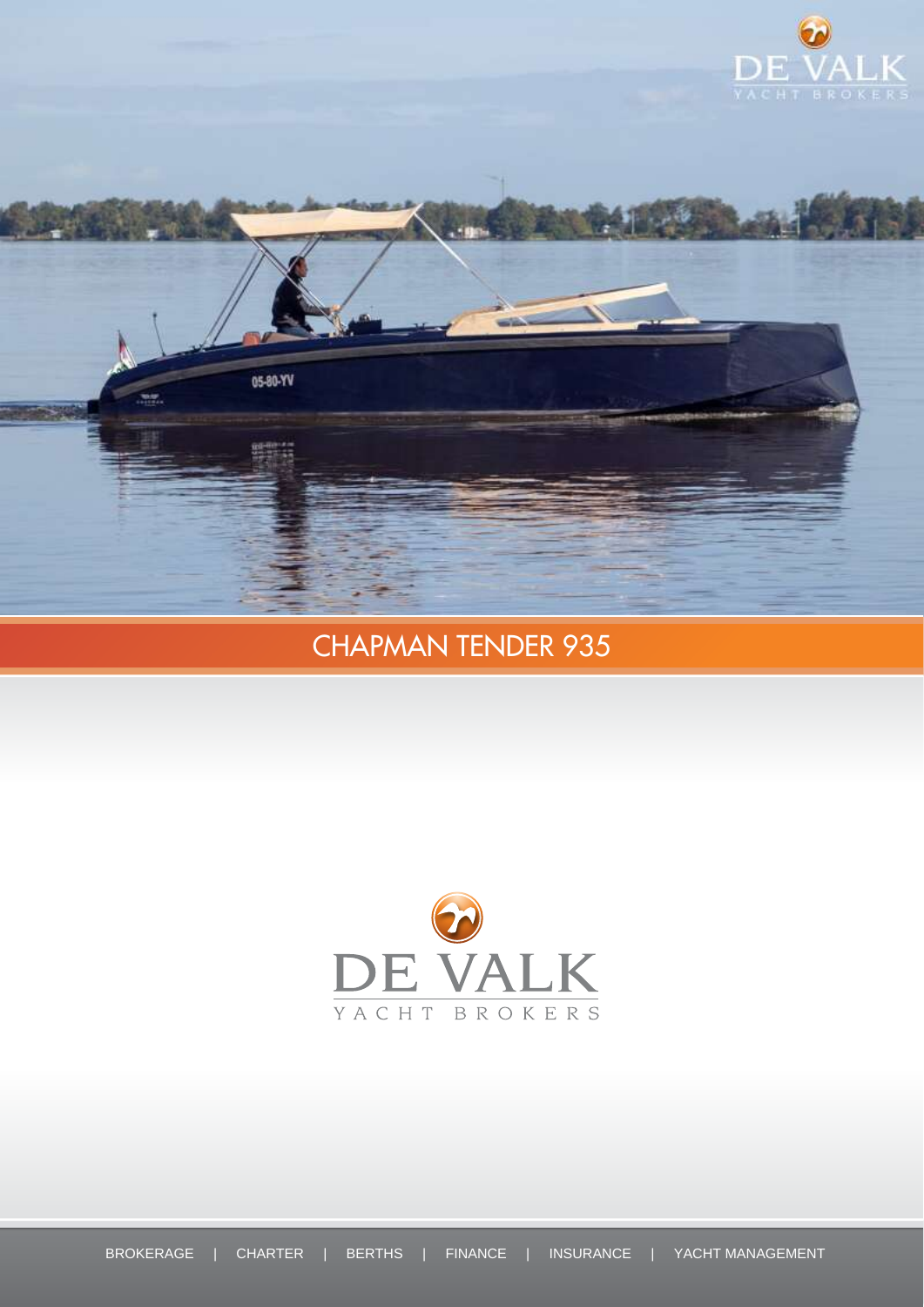# CHAPMAN TENDER 935

DE VALK

YACHT BROKERS

BROKERAGE | CHARTER | BERTHS | FINANCE | INSURANCE | YACHT MANAGEMENT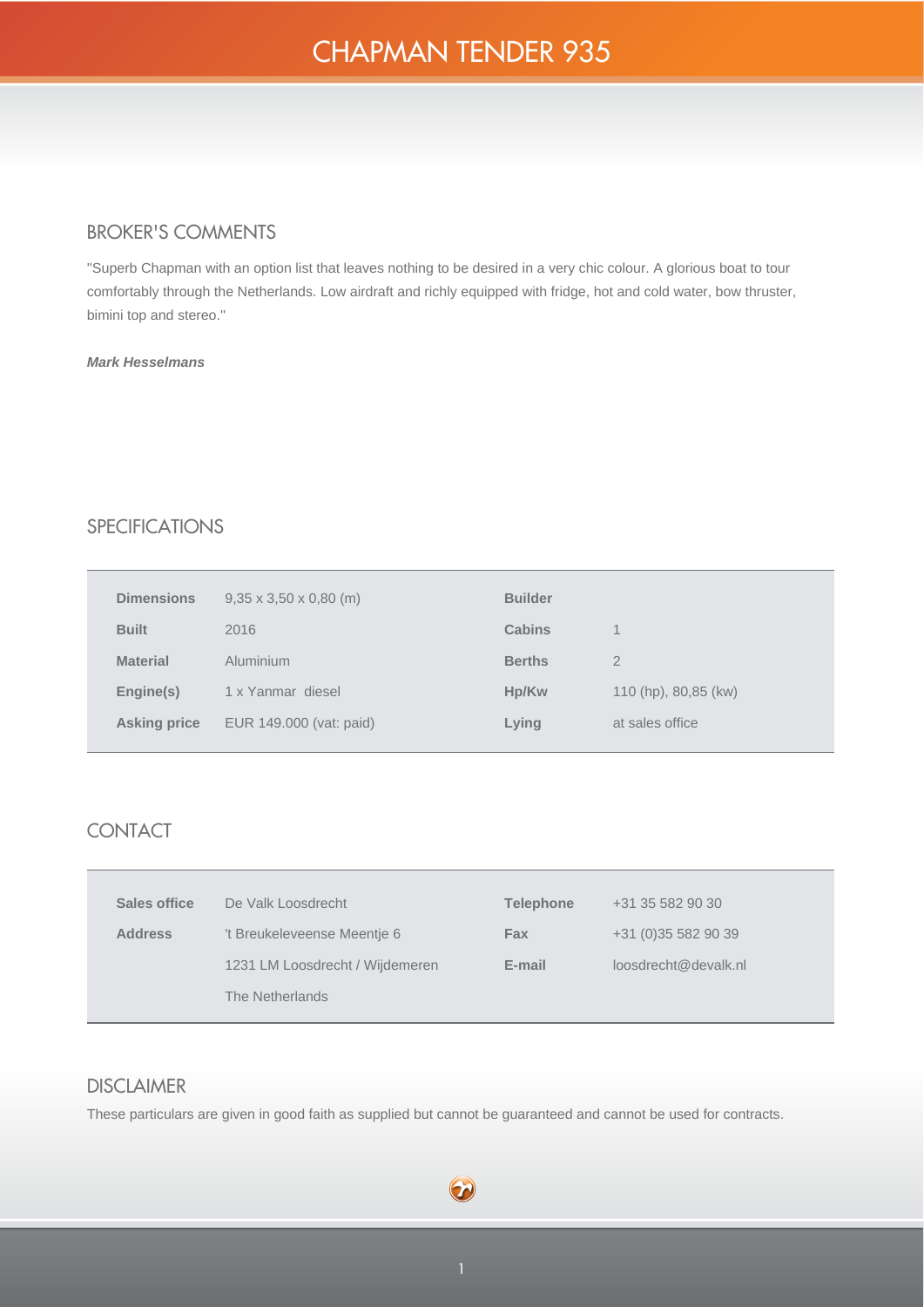# CHAPMAN TENDER 935

## BROKER'S COMMENTS

"Superb Chapman with an option list that leaves nothing to be desired in a very chic colour. A glorious boat to tour comfortably through the Netherlands. Low airdraft and richly equipped with fridge, hot and cold water, bow thruster, bimini top and stereo."

***Mark Hesselmans***

## SPECIFICATIONS

| | | | |
|---|---|---|---|
| **Dimensions** | 9,35 x 3,50 x 0,80 (m) | **Builder** | |
| **Built** | 2016 | **Cabins** | 1 |
| **Material** | Aluminium | **Berths** | 2 |
| **Engine(s)** | 1 x Yanmar diesel | **Hp/Kw** | 110 (hp), 80,85 (kw) |
| **Asking price** | EUR 149.000 (vat: paid) | **Lying** | at sales office |

## CONTACT

| | | | |
|---|---|---|---|
| **Sales office** | De Valk Loosdrecht | **Telephone** | +31 35 582 90 30 |
| **Address** | 't Breukeleveense Meentje 6 | **Fax** | +31 (0)35 582 90 39 |
| | 1231 LM Loosdrecht / Wijdemeren | **E-mail** | loosdrecht@devalk.nl |
| | The Netherlands | | |

## DISCLAIMER

These particulars are given in good faith as supplied but cannot be guaranteed and cannot be used for contracts.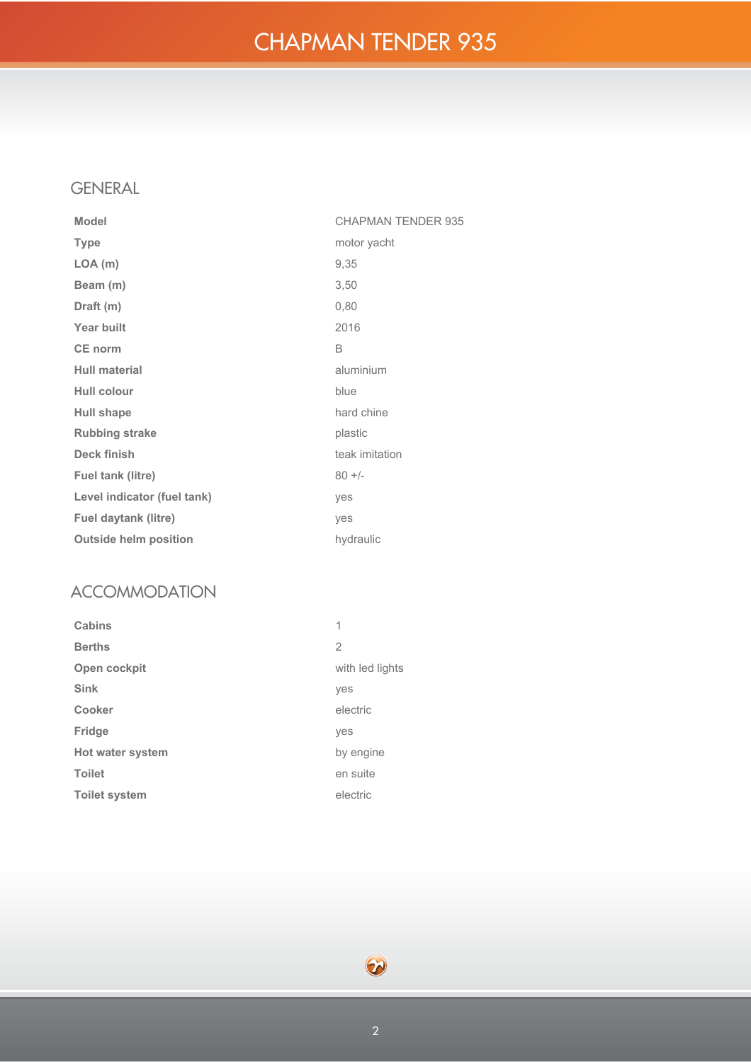# CHAPMAN TENDER 935

## GENERAL

| | |
|---|---|
| **Model** | CHAPMAN TENDER 935 |
| **Type** | motor yacht |
| **LOA (m)** | 9,35 |
| **Beam (m)** | 3,50 |
| **Draft (m)** | 0,80 |
| **Year built** | 2016 |
| **CE norm** | B |
| **Hull material** | aluminium |
| **Hull colour** | blue |
| **Hull shape** | hard chine |
| **Rubbing strake** | plastic |
| **Deck finish** | teak imitation |
| **Fuel tank (litre)** | 80 +/- |
| **Level indicator (fuel tank)** | yes |
| **Fuel daytank (litre)** | yes |
| **Outside helm position** | hydraulic |

## ACCOMMODATION

| | |
|---|---|
| **Cabins** | 1 |
| **Berths** | 2 |
| **Open cockpit** | with led lights |
| **Sink** | yes |
| **Cooker** | electric |
| **Fridge** | yes |
| **Hot water system** | by engine |
| **Toilet** | en suite |
| **Toilet system** | electric |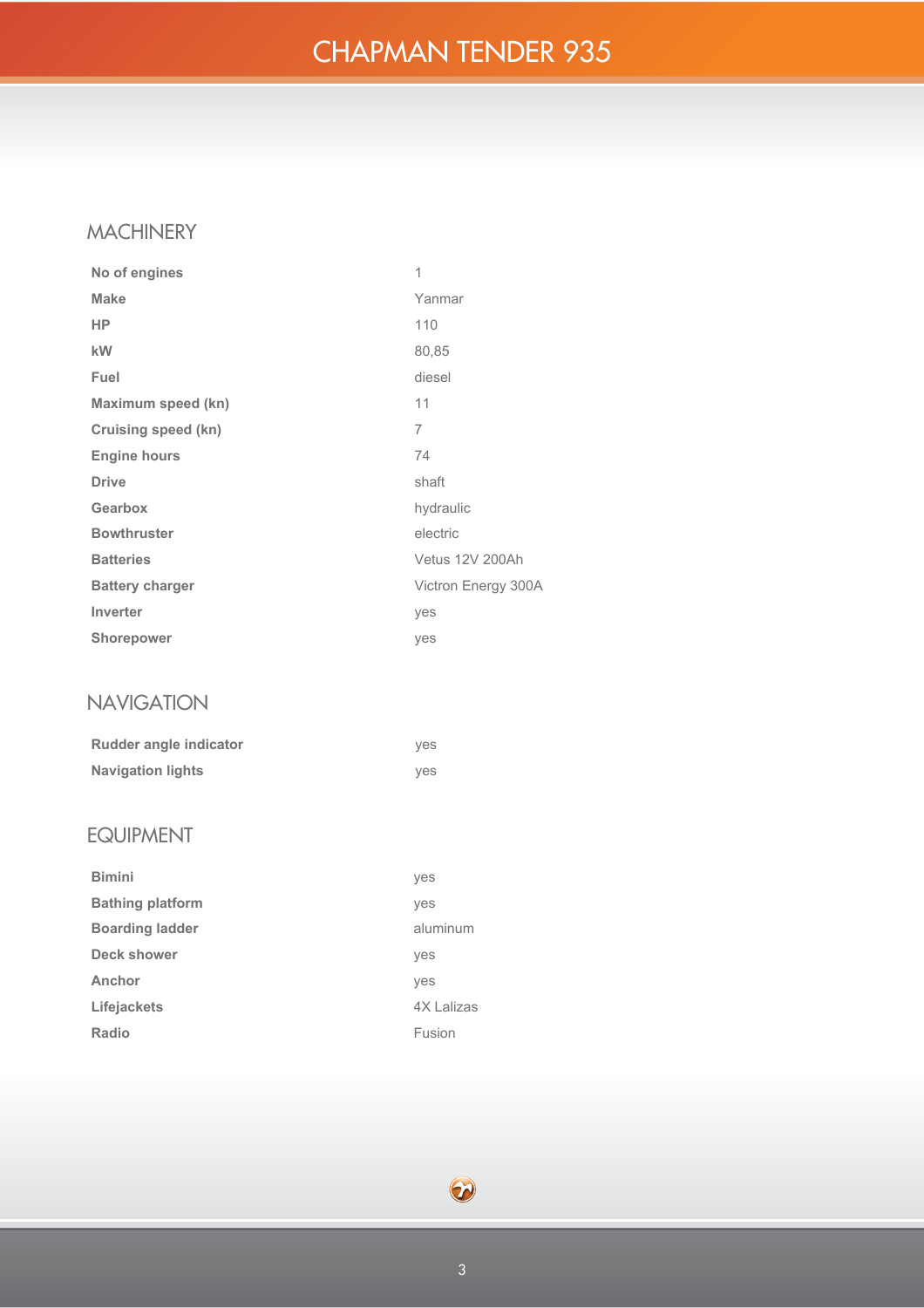# CHAPMAN TENDER 935

## MACHINERY

| | |
|---|---|
| **No of engines** | 1 |
| **Make** | Yanmar |
| **HP** | 110 |
| **kW** | 80,85 |
| **Fuel** | diesel |
| **Maximum speed (kn)** | 11 |
| **Cruising speed (kn)** | 7 |
| **Engine hours** | 74 |
| **Drive** | shaft |
| **Gearbox** | hydraulic |
| **Bowthruster** | electric |
| **Batteries** | Vetus 12V 200Ah |
| **Battery charger** | Victron Energy 300A |
| **Inverter** | yes |
| **Shorepower** | yes |

## NAVIGATION

| | |
|---|---|
| **Rudder angle indicator** | yes |
| **Navigation lights** | yes |

## EQUIPMENT

| | |
|---|---|
| **Bimini** | yes |
| **Bathing platform** | yes |
| **Boarding ladder** | aluminum |
| **Deck shower** | yes |
| **Anchor** | yes |
| **Lifejackets** | 4X Lalizas |
| **Radio** | Fusion |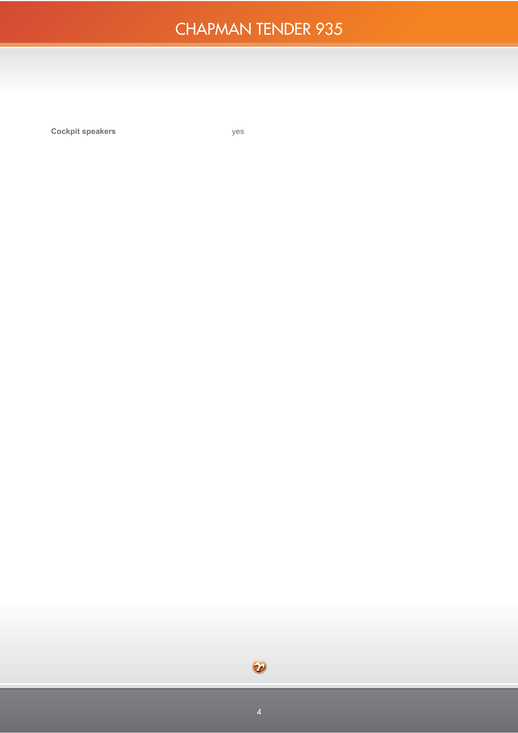| | |
|---|---|
| **Cockpit speakers** | yes |